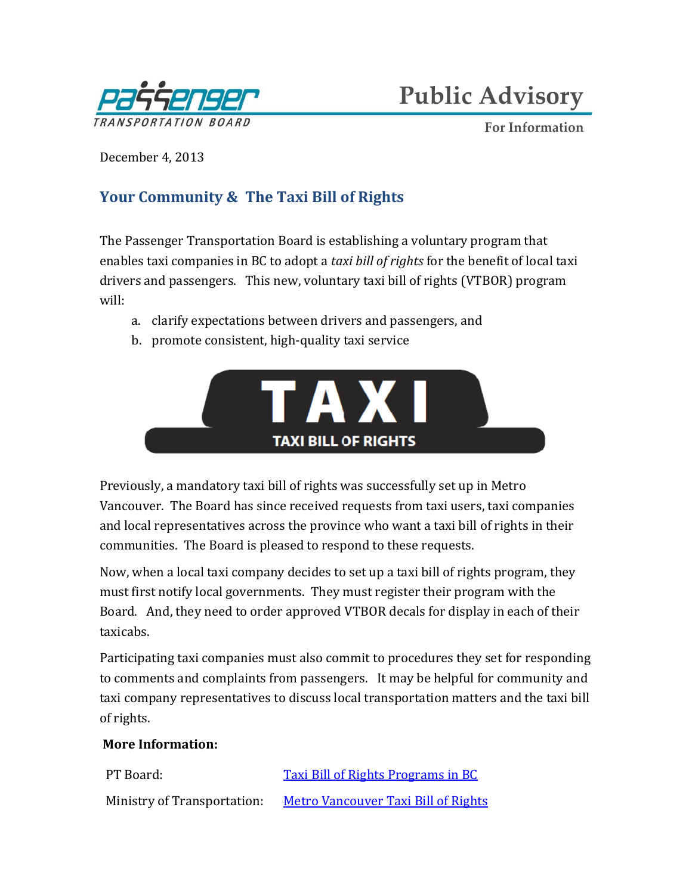Passenger Transportation Board

# Public Advisory

**For Information**

December 4, 2013

## Your Community & The Taxi Bill of Rights

The Passenger Transportation Board is establishing a voluntary program that enables taxi companies in BC to adopt a *taxi bill of rights* for the benefit of local taxi drivers and passengers. This new, voluntary taxi bill of rights (VTBOR) program will:

a. clarify expectations between drivers and passengers, and
b. promote consistent, high-quality taxi service

TAXI
TAXI BILL OF RIGHTS

Previously, a mandatory taxi bill of rights was successfully set up in Metro Vancouver. The Board has since received requests from taxi users, taxi companies and local representatives across the province who want a taxi bill of rights in their communities. The Board is pleased to respond to these requests.

Now, when a local taxi company decides to set up a taxi bill of rights program, they must first notify local governments. They must register their program with the Board. And, they need to order approved VTBOR decals for display in each of their taxicabs.

Participating taxi companies must also commit to procedures they set for responding to comments and complaints from passengers. It may be helpful for community and taxi company representatives to discuss local transportation matters and the taxi bill of rights.

**More Information:**

| | |
|---|---|
| PT Board: | Taxi Bill of Rights Programs in BC |
| Ministry of Transportation: | Metro Vancouver Taxi Bill of Rights |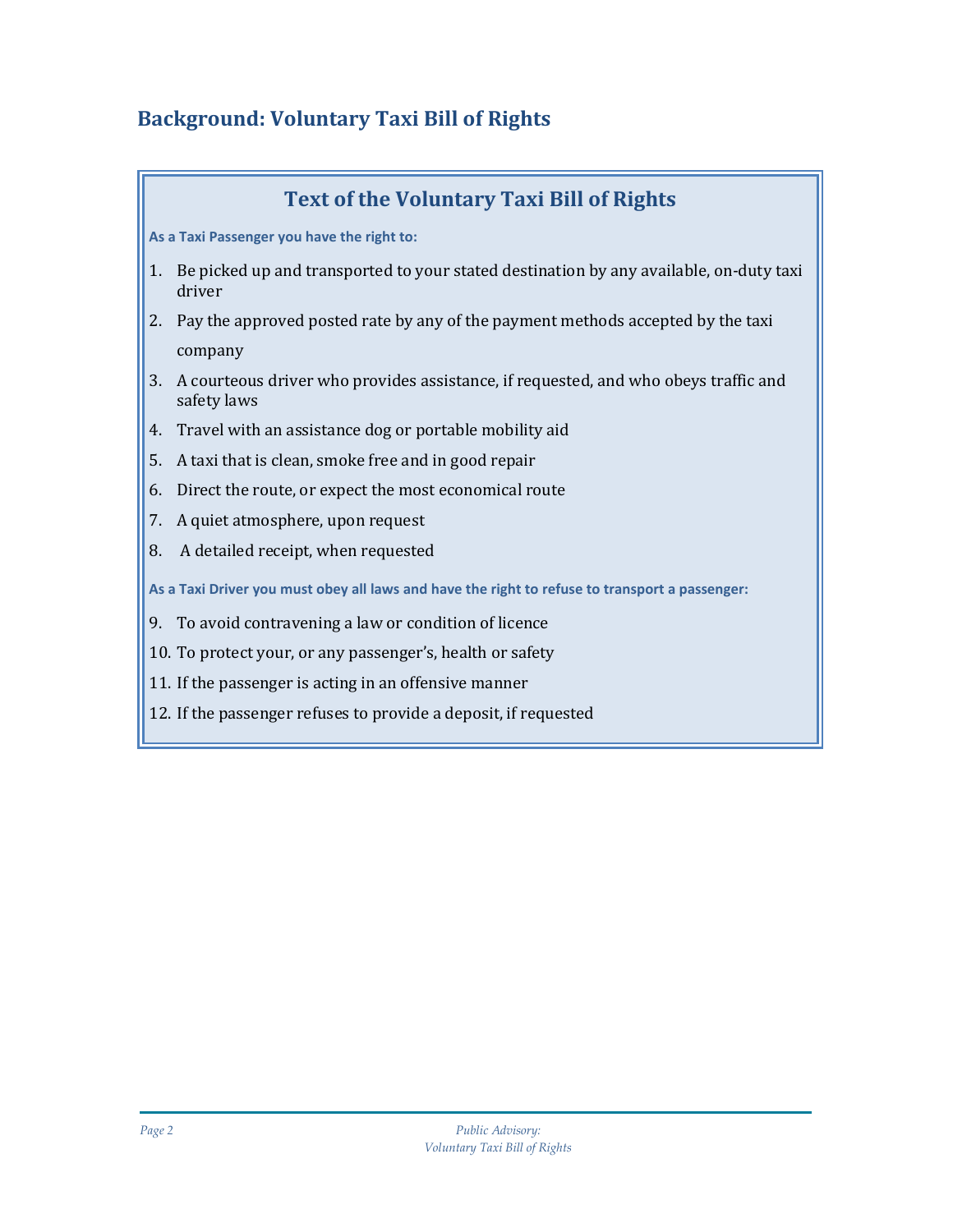## Background: Voluntary Taxi Bill of Rights

### Text of the Voluntary Taxi Bill of Rights

**As a Taxi Passenger you have the right to:**

1. Be picked up and transported to your stated destination by any available, on-duty taxi driver
2. Pay the approved posted rate by any of the payment methods accepted by the taxi company
3. A courteous driver who provides assistance, if requested, and who obeys traffic and safety laws
4. Travel with an assistance dog or portable mobility aid
5. A taxi that is clean, smoke free and in good repair
6. Direct the route, or expect the most economical route
7. A quiet atmosphere, upon request
8. A detailed receipt, when requested

**As a Taxi Driver you must obey all laws and have the right to refuse to transport a passenger:**

9. To avoid contravening a law or condition of licence
10. To protect your, or any passenger's, health or safety
11. If the passenger is acting in an offensive manner
12. If the passenger refuses to provide a deposit, if requested